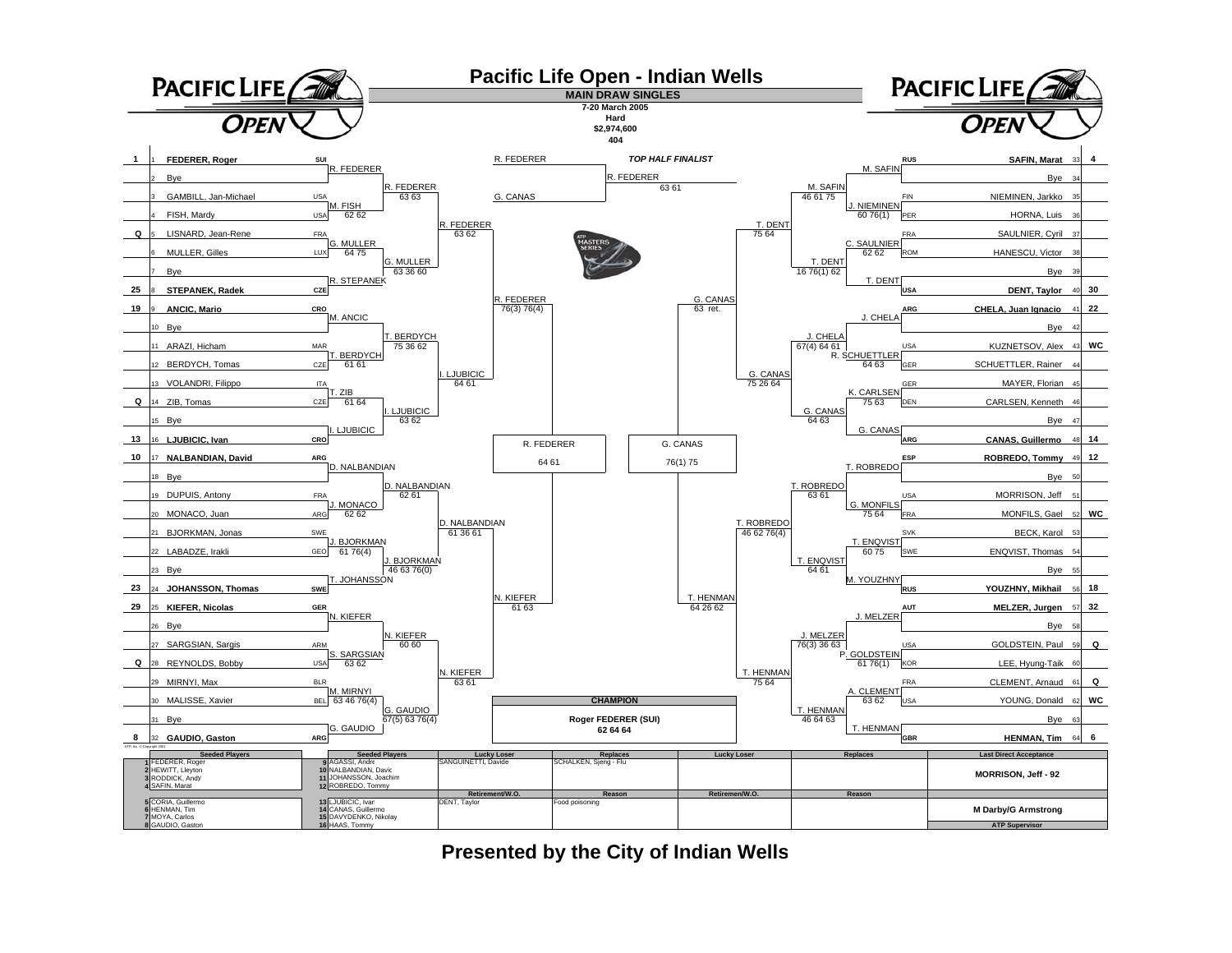# Pacific Life Open - Indian Wells

**MAIN DRAW SINGLES**

7-20 March 2005
Hard
$2,974,600
404

## Top Half

| Seed | # | Player | Nat | Round 2 | Round 3 | Round 4 | Quarterfinal | Semifinal |
|---|---|---|---|---|---|---|---|---|
| 1 | 1 | **FEDERER, Roger** | SUI | R. FEDERER | R. FEDERER 63 63 | R. FEDERER 63 62 | R. FEDERER 76(3) 76(4) | R. FEDERER |
| | 2 | Bye | | | | | | |
| | 3 | GAMBILL, Jan-Michael | USA | M. FISH 62 62 | | | | |
| | 4 | FISH, Mardy | USA | | | | | |
| Q | 5 | LISNARD, Jean-Rene | FRA | G. MULLER 64 75 | G. MULLER 63 36 60 | | | |
| | 6 | MULLER, Gilles | LUX | | | | | |
| | 7 | Bye | | R. STEPANEK | | | | |
| 25 | 8 | **STEPANEK, Radek** | CZE | | | | | |
| 19 | 9 | **ANCIC, Mario** | CRO | M. ANCIC | T. BERDYCH 75 36 62 | I. LJUBICIC 64 61 | | |
| | 10 | Bye | | | | | | |
| | 11 | ARAZI, Hicham | MAR | T. BERDYCH 61 61 | | | | |
| | 12 | BERDYCH, Tomas | CZE | | | | | |
| | 13 | VOLANDRI, Filippo | ITA | T. ZIB 61 64 | I. LJUBICIC 63 62 | | | |
| Q | 14 | ZIB, Tomas | CZE | | | | | |
| | 15 | Bye | | I. LJUBICIC | | | | |
| 13 | 16 | **LJUBICIC, Ivan** | CRO | | | | | |
| 10 | 17 | **NALBANDIAN, David** | ARG | D. NALBANDIAN | D. NALBANDIAN 62 61 | D. NALBANDIAN 61 36 61 | N. KIEFER 61 63 | |
| | 18 | Bye | | | | | | |
| | 19 | DUPUIS, Antony | FRA | J. MONACO 62 62 | | | | |
| | 20 | MONACO, Juan | ARG | | | | | |
| | 21 | BJORKMAN, Jonas | SWE | J. BJORKMAN 61 76(4) | J. BJORKMAN 46 63 76(0) | | | |
| | 22 | LABADZE, Irakli | GEO | | | | | |
| | 23 | Bye | | T. JOHANSSON | | | | |
| 23 | 24 | **JOHANSSON, Thomas** | SWE | | | | | |
| 29 | 25 | **KIEFER, Nicolas** | GER | N. KIEFER | N. KIEFER 60 60 | N. KIEFER 63 61 | | |
| | 26 | Bye | | | | | | |
| | 27 | SARGSIAN, Sargis | ARM | S. SARGSIAN 63 62 | | | | |
| Q | 28 | REYNOLDS, Bobby | USA | | | | | |
| | 29 | MIRNYI, Max | BLR | M. MIRNYI 63 46 76(4) | G. GAUDIO 67(5) 63 76(4) | | | |
| | 30 | MALISSE, Xavier | BEL | | | | | |
| | 31 | Bye | | G. GAUDIO | | | | |
| 8 | 32 | **GAUDIO, Gaston** | ARG | | | | | |

Semifinal: R. FEDERER 64 61

**TOP HALF FINALIST:** R. FEDERER 63 61

## Bottom Half

| Seed | # | Player | Nat | Round 2 | Round 3 | Round 4 | Quarterfinal | Semifinal |
|---|---|---|---|---|---|---|---|---|
| 4 | 33 | **SAFIN, Marat** | RUS | M. SAFIN | M. SAFIN 46 61 75 | T. DENT 75 64 | G. CANAS 63 ret. | G. CANAS |
| | 34 | Bye | | | | | | |
| | 35 | NIEMINEN, Jarkko | FIN | J. NIEMINEN 60 76(1) | | | | |
| | 36 | HORNA, Luis | PER | | | | | |
| | 37 | SAULNIER, Cyril | FRA | C. SAULNIER 62 62 | T. DENT 16 76(1) 62 | | | |
| | 38 | HANESCU, Victor | ROM | | | | | |
| | 39 | Bye | | T. DENT | | | | |
| 30 | 40 | **DENT, Taylor** | USA | | | | | |
| 22 | 41 | **CHELA, Juan Ignacio** | ARG | J. CHELA | J. CHELA 67(4) 64 61 | G. CANAS 75 26 64 | | |
| | 42 | Bye | | | | | | |
| WC | 43 | KUZNETSOV, Alex | USA | R. SCHUETTLER 64 63 | | | | |
| | 44 | SCHUETTLER, Rainer | GER | | | | | |
| | 45 | MAYER, Florian | GER | K. CARLSEN 75 63 | G. CANAS 64 63 | | | |
| | 46 | CARLSEN, Kenneth | DEN | | | | | |
| | 47 | Bye | | G. CANAS | | | | |
| 14 | 48 | **CANAS, Guillermo** | ARG | | | | | |
| 12 | 49 | **ROBREDO, Tommy** | ESP | T. ROBREDO | T. ROBREDO 63 61 | T. ROBREDO 46 62 76(4) | T. HENMAN 64 26 62 | |
| | 50 | Bye | | | | | | |
| | 51 | MORRISON, Jeff | USA | G. MONFILS 75 64 | | | | |
| WC | 52 | MONFILS, Gael | FRA | | | | | |
| | 53 | BECK, Karol | SVK | T. ENQVIST 60 75 | T. ENQVIST 64 61 | | | |
| | 54 | ENQVIST, Thomas | SWE | | | | | |
| | 55 | Bye | | M. YOUZHNY | | | | |
| 18 | 56 | **YOUZHNY, Mikhail** | RUS | | | | | |
| 32 | 57 | **MELZER, Jurgen** | AUT | J. MELZER | J. MELZER 76(3) 36 63 | T. HENMAN 75 64 | | |
| | 58 | Bye | | | | | | |
| Q | 59 | GOLDSTEIN, Paul | USA | P. GOLDSTEIN 61 76(1) | | | | |
| | 60 | LEE, Hyung-Taik | KOR | | | | | |
| Q | 61 | CLEMENT, Arnaud | FRA | A. CLEMENT 63 62 | T. HENMAN 46 64 63 | | | |
| WC | 62 | YOUNG, Donald | USA | | | | | |
| | 63 | Bye | | T. HENMAN | | | | |
| 6 | 64 | **HENMAN, Tim** | GBR | | | | | |

Semifinal: G. CANAS 76(1) 75

## CHAMPION

**Roger FEDERER (SUI)**
**62 64 64**

ATP, Inc. © Copyright 2001

| Seeded Players | Seeded Players | Lucky Loser | Replaces | Lucky Loser | Replaces | Last Direct Acceptance |
|---|---|---|---|---|---|---|
| 1 FEDERER, Roger | 9 AGASSI, Andre | SANGUINETTI, Davide | SCHALKEN, Sjeng - Flu | | | **MORRISON, Jeff - 92** |
| 2 HEWITT, Lleyton | 10 NALBANDIAN, David | | | | | |
| 3 RODDICK, Andy | 11 JOHANSSON, Joachim | | | | | |
| 4 SAFIN, Marat | 12 ROBREDO, Tommy | | | | | |
| | | **Retirement/W.O.** | **Reason** | **Retiremen/W.O.** | **Reason** | |
| 5 CORIA, Guillermo | 13 LJUBICIC, Ivan | DENT, Taylor | Food poisoning | | | **M Darby/G Armstrong** |
| 6 HENMAN, Tim | 14 CANAS, Guillermo | | | | | |
| 7 MOYA, Carlos | 15 DAVYDENKO, Nikolay | | | | | |
| 8 GAUDIO, Gaston | 16 HAAS, Tommy | | | | | **ATP Supervisor** |

**Presented by the City of Indian Wells**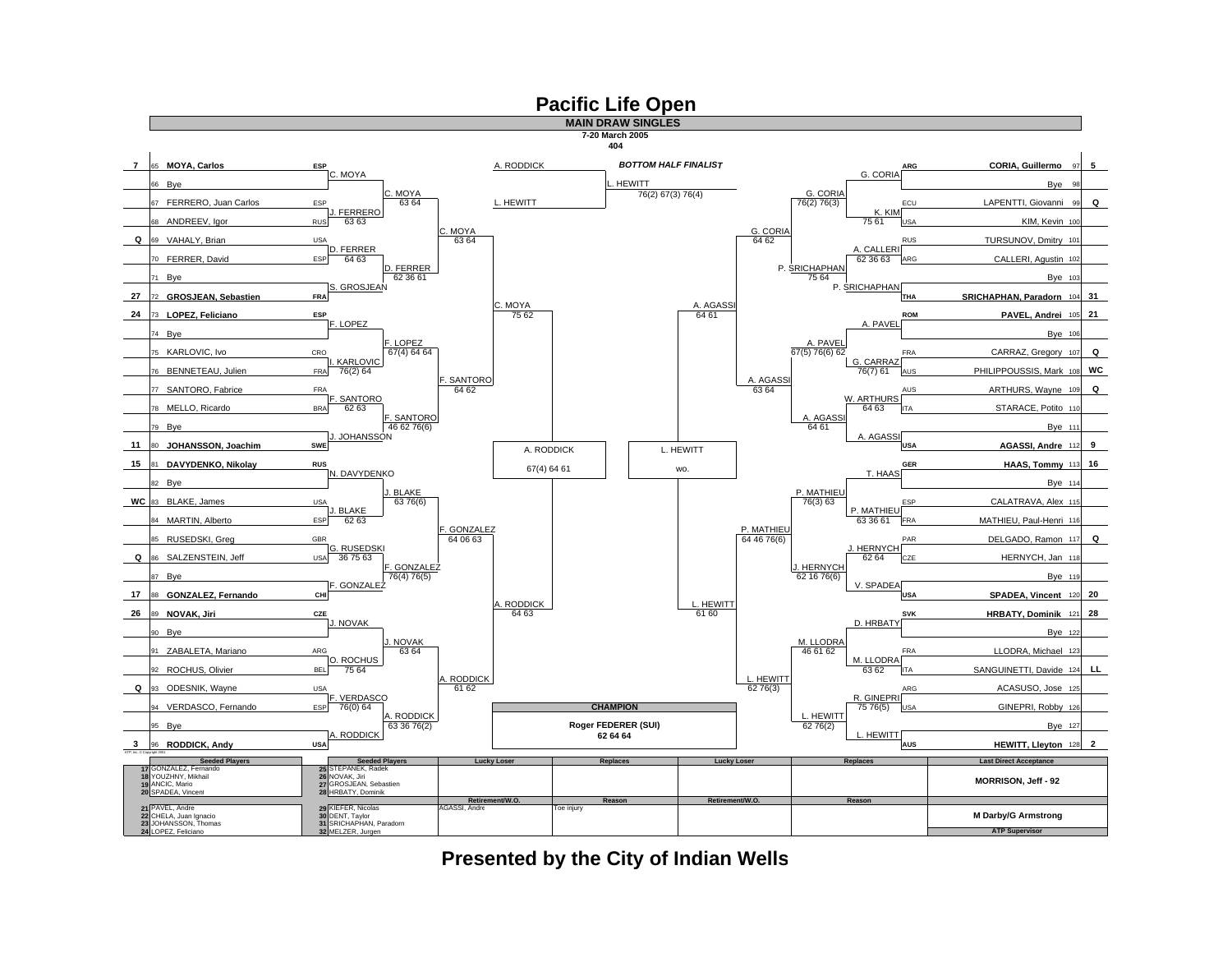# Pacific Life Open

## MAIN DRAW SINGLES

7-20 March 2005

404

### Bottom Half (Draw positions 65–96)

| Seed | No. | Player | Nat | 2nd Round | 3rd Round | 4th Round | Quarterfinal |
|---|---|---|---|---|---|---|---|
| 7 | 65 | **MOYA, Carlos** | ESP | C. MOYA | C. MOYA 63 64 | C. MOYA 63 64 | C. MOYA 75 62 |
| | 66 | Bye | | | | | |
| | 67 | FERRERO, Juan Carlos | ESP | J. FERRERO 63 63 | | | |
| | 68 | ANDREEV, Igor | RUS | | | | |
| Q | 69 | VAHALY, Brian | USA | D. FERRER 64 63 | D. FERRER 62 36 61 | | |
| | 70 | FERRER, David | ESP | | | | |
| | 71 | Bye | | S. GROSJEAN | | | |
| 27 | 72 | **GROSJEAN, Sebastien** | FRA | | | | |
| 24 | 73 | **LOPEZ, Feliciano** | ESP | F. LOPEZ | F. LOPEZ 67(4) 64 64 | F. SANTORO 64 62 | |
| | 74 | Bye | | | | | |
| | 75 | KARLOVIC, Ivo | CRO | I. KARLOVIC 76(2) 64 | | | |
| | 76 | BENNETEAU, Julien | FRA | | | | |
| | 77 | SANTORO, Fabrice | FRA | F. SANTORO 62 63 | F. SANTORO 46 62 76(6) | | |
| | 78 | MELLO, Ricardo | BRA | | | | |
| | 79 | Bye | | J. JOHANSSON | | | |
| 11 | 80 | **JOHANSSON, Joachim** | SWE | | | | |
| 15 | 81 | **DAVYDENKO, Nikolay** | RUS | N. DAVYDENKO | J. BLAKE 63 76(6) | F. GONZALEZ 64 06 63 | A. RODDICK 64 63 |
| | 82 | Bye | | | | | |
| WC | 83 | BLAKE, James | USA | J. BLAKE 62 63 | | | |
| | 84 | MARTIN, Alberto | ESP | | | | |
| | 85 | RUSEDSKI, Greg | GBR | G. RUSEDSKI 36 75 63 | F. GONZALEZ 76(4) 76(5) | | |
| Q | 86 | SALZENSTEIN, Jeff | USA | | | | |
| | 87 | Bye | | F. GONZALEZ | | | |
| 17 | 88 | **GONZALEZ, Fernando** | CHI | | | | |
| 26 | 89 | **NOVAK, Jiri** | CZE | J. NOVAK | J. NOVAK 63 64 | A. RODDICK 61 62 | |
| | 90 | Bye | | | | | |
| | 91 | ZABALETA, Mariano | ARG | O. ROCHUS 75 64 | | | |
| | 92 | ROCHUS, Olivier | BEL | | | | |
| Q | 93 | ODESNIK, Wayne | USA | F. VERDASCO 76(0) 64 | A. RODDICK 63 36 76(2) | | |
| | 94 | VERDASCO, Fernando | ESP | | | | |
| | 95 | Bye | | A. RODDICK | | | |
| 3 | 96 | **RODDICK, Andy** | USA | | | | |

| Seed | No. | Player | Nat | 2nd Round | 3rd Round | 4th Round | Quarterfinal |
|---|---|---|---|---|---|---|---|
| 5 | 97 | **CORIA, Guillermo** | ARG | G. CORIA | G. CORIA 76(2) 76(3) | G. CORIA 64 62 | A. AGASSI 64 61 |
| | 98 | Bye | | | | | |
| Q | 99 | LAPENTTI, Giovanni | ECU | K. KIM 75 61 | | | |
| | 100 | KIM, Kevin | USA | | | | |
| | 101 | TURSUNOV, Dmitry | RUS | A. CALLERI 62 36 63 | P. SRICHAPHAN 75 64 | | |
| | 102 | CALLERI, Agustin | ARG | | | | |
| | 103 | Bye | | P. SRICHAPHAN | | | |
| 31 | 104 | **SRICHAPHAN, Paradorn** | THA | | | | |
| 21 | 105 | **PAVEL, Andrei** | ROM | A. PAVEL | A. PAVEL 67(5) 76(6) 62 | A. AGASSI 63 64 | |
| | 106 | Bye | | | | | |
| Q | 107 | CARRAZ, Gregory | FRA | G. CARRAZ 76(7) 61 | | | |
| WC | 108 | PHILIPPOUSSIS, Mark | AUS | | | | |
| Q | 109 | ARTHURS, Wayne | AUS | W. ARTHURS 64 63 | A. AGASSI 64 61 | | |
| | 110 | STARACE, Potito | ITA | | | | |
| | 111 | Bye | | A. AGASSI | | | |
| 9 | 112 | **AGASSI, Andre** | USA | | | | |
| 16 | 113 | **HAAS, Tommy** | GER | T. HAAS | P. MATHIEU 76(3) 63 | P. MATHIEU 64 46 76(6) | L. HEWITT 61 60 |
| | 114 | Bye | | | | | |
| | 115 | CALATRAVA, Alex | ESP | P. MATHIEU 63 36 61 | | | |
| | 116 | MATHIEU, Paul-Henri | FRA | | | | |
| Q | 117 | DELGADO, Ramon | PAR | J. HERNYCH 62 64 | J. HERNYCH 62 16 76(6) | | |
| | 118 | HERNYCH, Jan | CZE | | | | |
| | 119 | Bye | | V. SPADEA | | | |
| 20 | 120 | **SPADEA, Vincent** | USA | | | | |
| 28 | 121 | **HRBATY, Dominik** | SVK | D. HRBATY | M. LLODRA 46 61 62 | L. HEWITT 62 76(3) | |
| | 122 | Bye | | | | | |
| | 123 | LLODRA, Michael | FRA | M. LLODRA 63 62 | | | |
| LL | 124 | SANGUINETTI, Davide | ITA | | | | |
| | 125 | ACASUSO, Jose | ARG | R. GINEPRI 75 76(5) | L. HEWITT 62 76(2) | | |
| | 126 | GINEPRI, Robby | USA | | | | |
| | 127 | Bye | | L. HEWITT | | | |
| 2 | 128 | **HEWITT, Lleyton** | AUS | | | | |

**Semifinals:** A. RODDICK d. C. MOYA 67(4) 64 61; L. HEWITT d. A. AGASSI WO.

***BOTTOM HALF FINALIST***

A. RODDICK vs L. HEWITT: L. HEWITT 76(2) 67(3) 76(4)

**CHAMPION**

**Roger FEDERER (SUI)**

**62 64 64**

| Seeded Players | Seeded Players | Lucky Loser | Replaces | Lucky Loser | Replaces | Last Direct Acceptance |
|---|---|---|---|---|---|---|
| 17 GONZALEZ, Fernando | 25 STEPANEK, Radek | | | | | **MORRISON, Jeff - 92** |
| 18 YOUZHNY, Mikhail | 26 NOVAK, Jiri | | | | | |
| 19 ANCIC, Mario | 27 GROSJEAN, Sebastien | | | | | |
| 20 SPADEA, Vincent | 28 HRBATY, Dominik | | | | | |
| | | **Retirement/W.O.** | **Reason** | **Retirement/W.O.** | **Reason** | |
| 21 PAVEL, Andrei | 29 KIEFER, Nicolas | AGASSI, Andre | Toe injury | | | **M Darby/G Armstrong** |
| 22 CHELA, Juan Ignacio | 30 DENT, Taylor | | | | | |
| 23 JOHANSSON, Thomas | 31 SRICHAPHAN, Paradorn | | | | | |
| 24 LOPEZ, Feliciano | 32 MELZER, Jurgen | | | | | **ATP Supervisor** |

ATP, Inc. © Copyright 2001

**Presented by the City of Indian Wells**